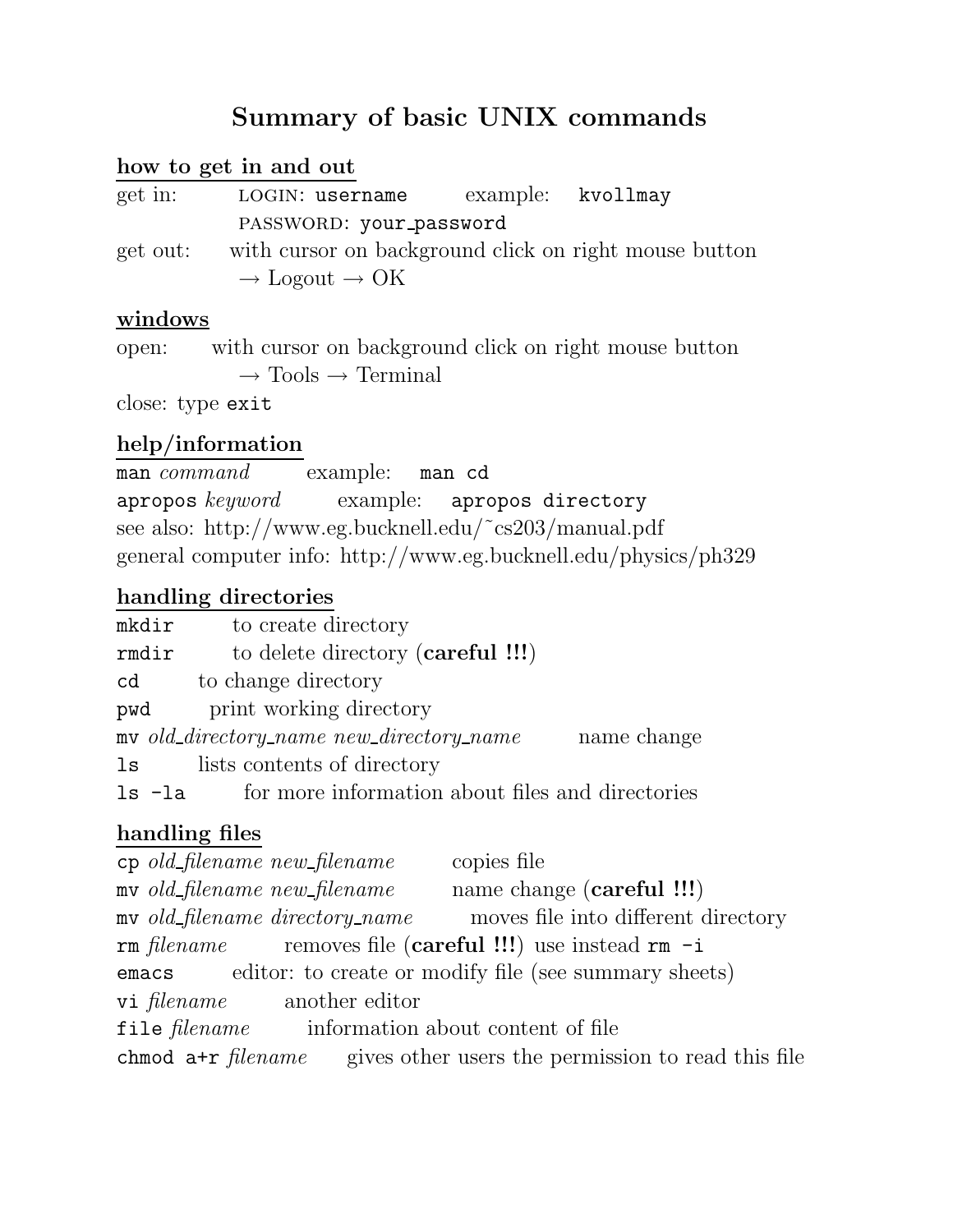# Summary of basic UNIX commands

## how to get in and out

get in: LOGIN: `username` example: `kvollmay`

PASSWORD: `your_password`

get out: with cursor on background click on right mouse button → Logout → OK

## windows

open: with cursor on background click on right mouse button → Tools → Terminal

close: type `exit`

## help/information

`man` *command* example: `man cd`

`apropos` *keyword* example: `apropos directory`

see also: http://www.eg.bucknell.edu/~cs203/manual.pdf

general computer info: http://www.eg.bucknell.edu/physics/ph329

## handling directories

`mkdir` to create directory

`rmdir` to delete directory (**careful !!!**)

`cd` to change directory

`pwd` print working directory

`mv` *old_directory_name new_directory_name* name change

`ls` lists contents of directory

`ls -la` for more information about files and directories

## handling files

`cp` *old_filename new_filename* copies file

`mv` *old_filename new_filename* name change (**careful !!!**)

`mv` *old_filename directory_name* moves file into different directory

`rm` *filename* removes file (**careful !!!**) use instead `rm -i`

`emacs` editor: to create or modify file (see summary sheets)

`vi` *filename* another editor

`file` *filename* information about content of file

`chmod a+r` *filename* gives other users the permission to read this file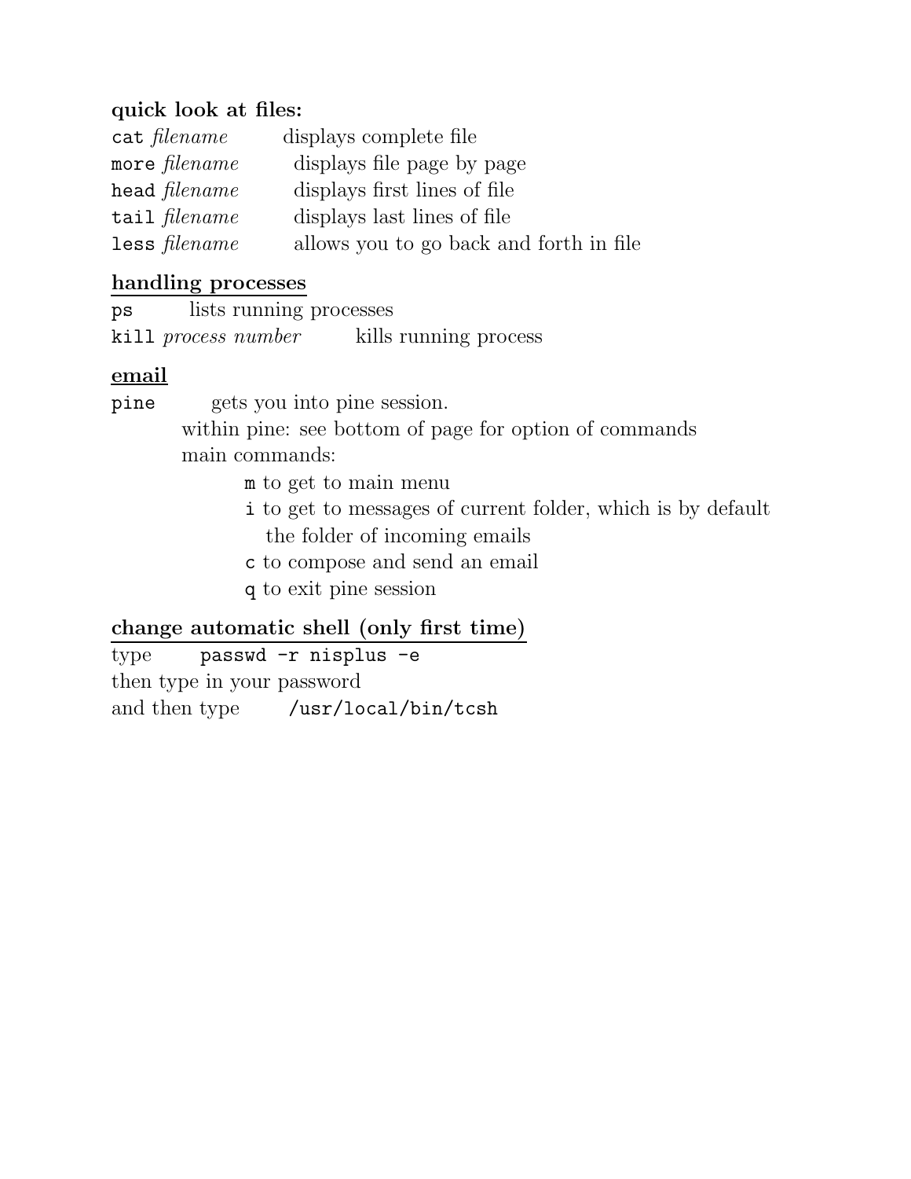**quick look at files:**

| | |
|---|---|
| `cat` *filename* | displays complete file |
| `more` *filename* | displays file page by page |
| `head` *filename* | displays first lines of file |
| `tail` *filename* | displays last lines of file |
| `less` *filename* | allows you to go back and forth in file |

**handling processes**

`ps` lists running processes

`kill` *process number* kills running process

**email**

`pine` gets you into pine session.

within pine: see bottom of page for option of commands

main commands:

- `m` to get to main menu
- `i` to get to messages of current folder, which is by default the folder of incoming emails
- `c` to compose and send an email
- `q` to exit pine session

**change automatic shell (only first time)**

type `passwd -r nisplus -e`

then type in your password

and then type `/usr/local/bin/tcsh`